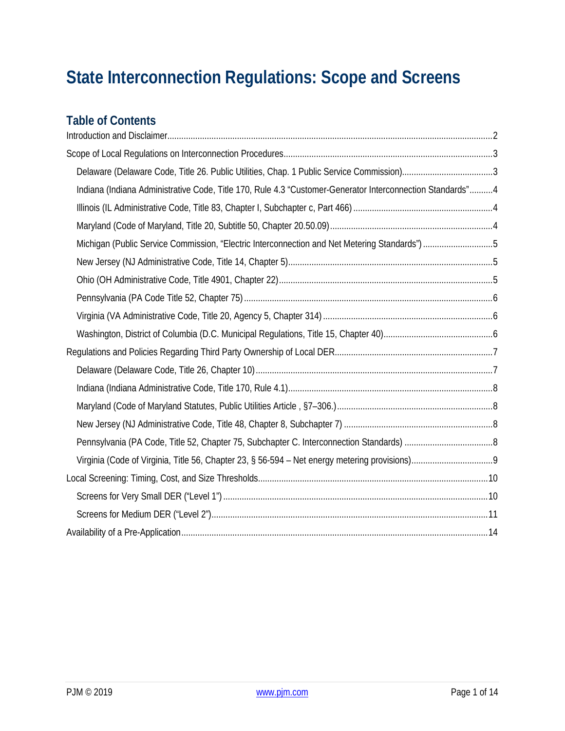# State Interconnection Regulations: Scope and Screens

## Table of Contents

Introduction and Disclaimer....2

Scope of Local Regulations on Interconnection Procedures....3

- Delaware (Delaware Code, Title 26. Public Utilities, Chap. 1 Public Service Commission)....3
- Indiana (Indiana Administrative Code, Title 170, Rule 4.3 "Customer-Generator Interconnection Standards"....4
- Illinois (IL Administrative Code, Title 83, Chapter I, Subchapter c, Part 466)....4
- Maryland (Code of Maryland, Title 20, Subtitle 50, Chapter 20.50.09)....4
- Michigan (Public Service Commission, "Electric Interconnection and Net Metering Standards")....5
- New Jersey (NJ Administrative Code, Title 14, Chapter 5)....5
- Ohio (OH Administrative Code, Title 4901, Chapter 22)....5
- Pennsylvania (PA Code Title 52, Chapter 75)....6
- Virginia (VA Administrative Code, Title 20, Agency 5, Chapter 314)....6
- Washington, District of Columbia (D.C. Municipal Regulations, Title 15, Chapter 40)....6

Regulations and Policies Regarding Third Party Ownership of Local DER....7

- Delaware (Delaware Code, Title 26, Chapter 10)....7
- Indiana (Indiana Administrative Code, Title 170, Rule 4.1)....8
- Maryland (Code of Maryland Statutes, Public Utilities Article , §7–306.)....8
- New Jersey (NJ Administrative Code, Title 48, Chapter 8, Subchapter 7)....8
- Pennsylvania (PA Code, Title 52, Chapter 75, Subchapter C. Interconnection Standards)....8
- Virginia (Code of Virginia, Title 56, Chapter 23, § 56-594 – Net energy metering provisions)....9

Local Screening: Timing, Cost, and Size Thresholds....10

- Screens for Very Small DER ("Level 1")....10
- Screens for Medium DER ("Level 2")....11

Availability of a Pre-Application....14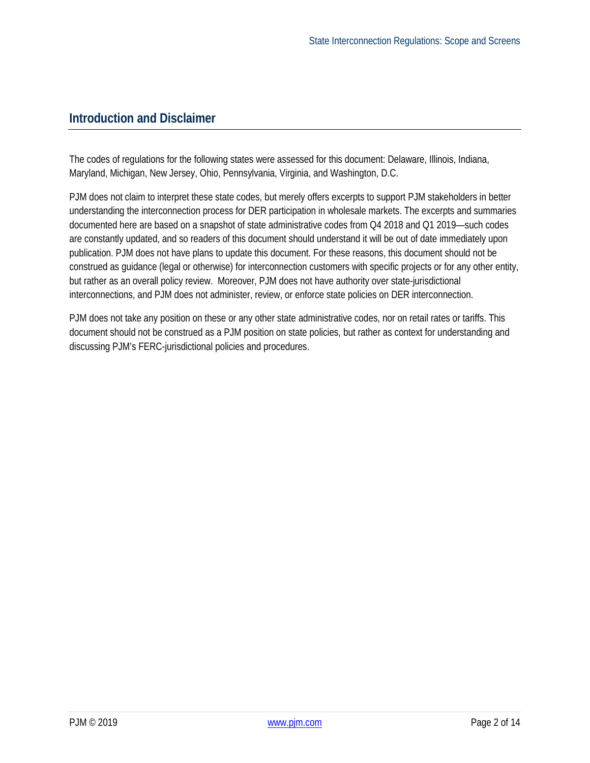## Introduction and Disclaimer

The codes of regulations for the following states were assessed for this document: Delaware, Illinois, Indiana, Maryland, Michigan, New Jersey, Ohio, Pennsylvania, Virginia, and Washington, D.C.

PJM does not claim to interpret these state codes, but merely offers excerpts to support PJM stakeholders in better understanding the interconnection process for DER participation in wholesale markets. The excerpts and summaries documented here are based on a snapshot of state administrative codes from Q4 2018 and Q1 2019—such codes are constantly updated, and so readers of this document should understand it will be out of date immediately upon publication. PJM does not have plans to update this document. For these reasons, this document should not be construed as guidance (legal or otherwise) for interconnection customers with specific projects or for any other entity, but rather as an overall policy review. Moreover, PJM does not have authority over state-jurisdictional interconnections, and PJM does not administer, review, or enforce state policies on DER interconnection.

PJM does not take any position on these or any other state administrative codes, nor on retail rates or tariffs. This document should not be construed as a PJM position on state policies, but rather as context for understanding and discussing PJM's FERC-jurisdictional policies and procedures.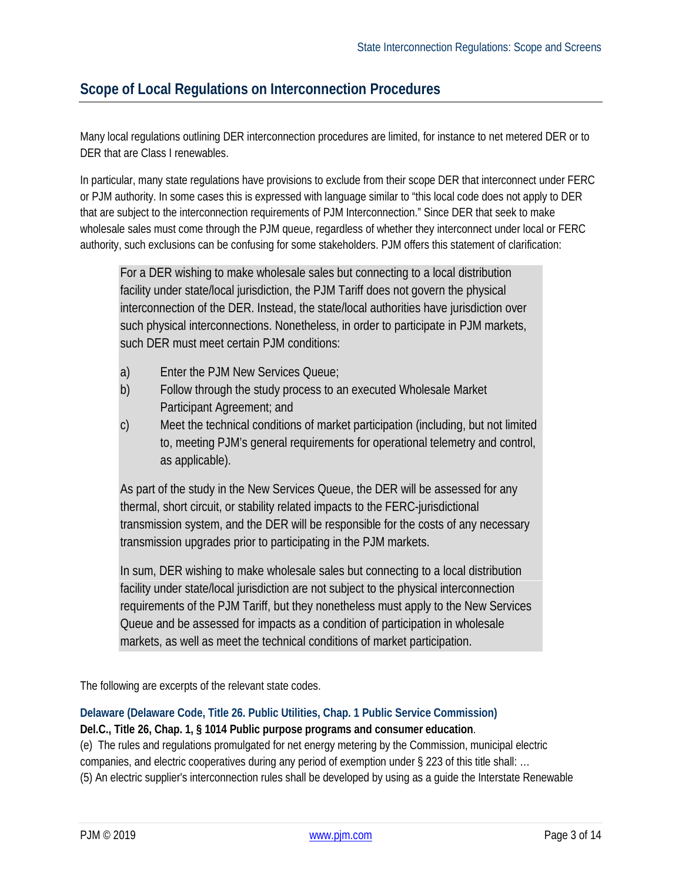## Scope of Local Regulations on Interconnection Procedures

Many local regulations outlining DER interconnection procedures are limited, for instance to net metered DER or to DER that are Class I renewables.

In particular, many state regulations have provisions to exclude from their scope DER that interconnect under FERC or PJM authority. In some cases this is expressed with language similar to "this local code does not apply to DER that are subject to the interconnection requirements of PJM Interconnection." Since DER that seek to make wholesale sales must come through the PJM queue, regardless of whether they interconnect under local or FERC authority, such exclusions can be confusing for some stakeholders. PJM offers this statement of clarification:

> For a DER wishing to make wholesale sales but connecting to a local distribution facility under state/local jurisdiction, the PJM Tariff does not govern the physical interconnection of the DER. Instead, the state/local authorities have jurisdiction over such physical interconnections. Nonetheless, in order to participate in PJM markets, such DER must meet certain PJM conditions:
>
> a) Enter the PJM New Services Queue;
>
> b) Follow through the study process to an executed Wholesale Market Participant Agreement; and
>
> c) Meet the technical conditions of market participation (including, but not limited to, meeting PJM's general requirements for operational telemetry and control, as applicable).
>
> As part of the study in the New Services Queue, the DER will be assessed for any thermal, short circuit, or stability related impacts to the FERC-jurisdictional transmission system, and the DER will be responsible for the costs of any necessary transmission upgrades prior to participating in the PJM markets.
>
> In sum, DER wishing to make wholesale sales but connecting to a local distribution facility under state/local jurisdiction are not subject to the physical interconnection requirements of the PJM Tariff, but they nonetheless must apply to the New Services Queue and be assessed for impacts as a condition of participation in wholesale markets, as well as meet the technical conditions of market participation.

The following are excerpts of the relevant state codes.

### Delaware (Delaware Code, Title 26. Public Utilities, Chap. 1 Public Service Commission)

**Del.C., Title 26, Chap. 1, § 1014 Public purpose programs and consumer education**.

(e) The rules and regulations promulgated for net energy metering by the Commission, municipal electric companies, and electric cooperatives during any period of exemption under § 223 of this title shall: …

(5) An electric supplier's interconnection rules shall be developed by using as a guide the Interstate Renewable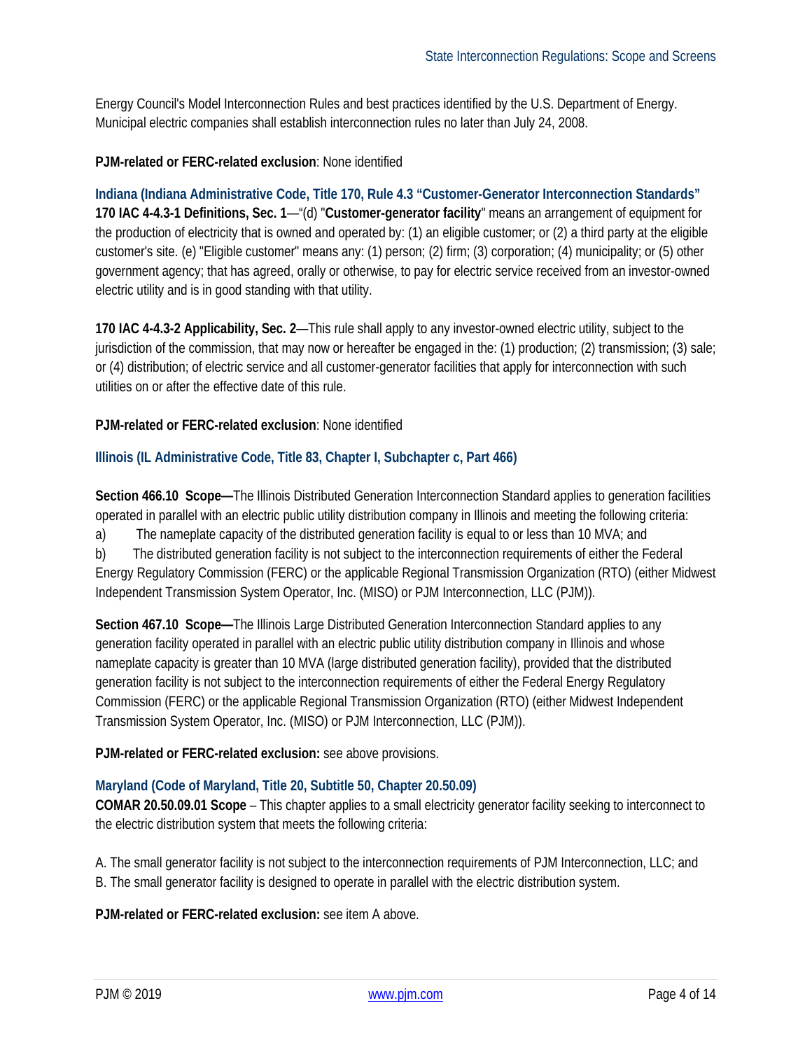Energy Council's Model Interconnection Rules and best practices identified by the U.S. Department of Energy. Municipal electric companies shall establish interconnection rules no later than July 24, 2008.

**PJM-related or FERC-related exclusion**: None identified

### Indiana (Indiana Administrative Code, Title 170, Rule 4.3 "Customer-Generator Interconnection Standards"

**170 IAC 4-4.3-1 Definitions, Sec. 1**—"(d) "**Customer-generator facility**" means an arrangement of equipment for the production of electricity that is owned and operated by: (1) an eligible customer; or (2) a third party at the eligible customer's site. (e) "Eligible customer" means any: (1) person; (2) firm; (3) corporation; (4) municipality; or (5) other government agency; that has agreed, orally or otherwise, to pay for electric service received from an investor-owned electric utility and is in good standing with that utility.

**170 IAC 4-4.3-2 Applicability, Sec. 2**—This rule shall apply to any investor-owned electric utility, subject to the jurisdiction of the commission, that may now or hereafter be engaged in the: (1) production; (2) transmission; (3) sale; or (4) distribution; of electric service and all customer-generator facilities that apply for interconnection with such utilities on or after the effective date of this rule.

**PJM-related or FERC-related exclusion**: None identified

### Illinois (IL Administrative Code, Title 83, Chapter I, Subchapter c, Part 466)

**Section 466.10 Scope—**The Illinois Distributed Generation Interconnection Standard applies to generation facilities operated in parallel with an electric public utility distribution company in Illinois and meeting the following criteria:

a) The nameplate capacity of the distributed generation facility is equal to or less than 10 MVA; and

b) The distributed generation facility is not subject to the interconnection requirements of either the Federal Energy Regulatory Commission (FERC) or the applicable Regional Transmission Organization (RTO) (either Midwest Independent Transmission System Operator, Inc. (MISO) or PJM Interconnection, LLC (PJM)).

**Section 467.10 Scope—**The Illinois Large Distributed Generation Interconnection Standard applies to any generation facility operated in parallel with an electric public utility distribution company in Illinois and whose nameplate capacity is greater than 10 MVA (large distributed generation facility), provided that the distributed generation facility is not subject to the interconnection requirements of either the Federal Energy Regulatory Commission (FERC) or the applicable Regional Transmission Organization (RTO) (either Midwest Independent Transmission System Operator, Inc. (MISO) or PJM Interconnection, LLC (PJM)).

**PJM-related or FERC-related exclusion:** see above provisions.

### Maryland (Code of Maryland, Title 20, Subtitle 50, Chapter 20.50.09)

**COMAR 20.50.09.01 Scope** – This chapter applies to a small electricity generator facility seeking to interconnect to the electric distribution system that meets the following criteria:

A. The small generator facility is not subject to the interconnection requirements of PJM Interconnection, LLC; and

B. The small generator facility is designed to operate in parallel with the electric distribution system.

**PJM-related or FERC-related exclusion:** see item A above.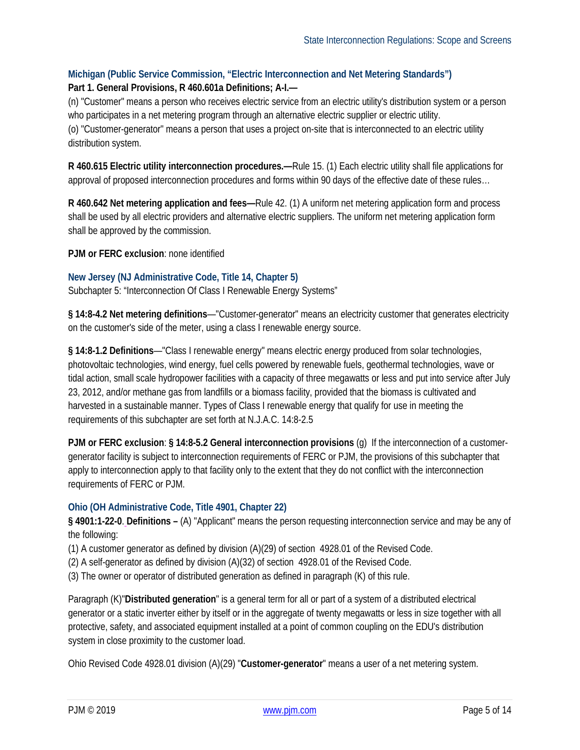### Michigan (Public Service Commission, "Electric Interconnection and Net Metering Standards")

**Part 1. General Provisions, R 460.601a Definitions; A-I.—**

(n) "Customer" means a person who receives electric service from an electric utility's distribution system or a person who participates in a net metering program through an alternative electric supplier or electric utility.

(o) "Customer-generator" means a person that uses a project on-site that is interconnected to an electric utility distribution system.

**R 460.615 Electric utility interconnection procedures.—**Rule 15. (1) Each electric utility shall file applications for approval of proposed interconnection procedures and forms within 90 days of the effective date of these rules…

**R 460.642 Net metering application and fees—**Rule 42. (1) A uniform net metering application form and process shall be used by all electric providers and alternative electric suppliers. The uniform net metering application form shall be approved by the commission.

**PJM or FERC exclusion**: none identified

### New Jersey (NJ Administrative Code, Title 14, Chapter 5)

Subchapter 5: "Interconnection Of Class I Renewable Energy Systems"

**§ 14:8-4.2 Net metering definitions**—"Customer-generator" means an electricity customer that generates electricity on the customer's side of the meter, using a class I renewable energy source.

**§ 14:8-1.2 Definitions**—"Class I renewable energy" means electric energy produced from solar technologies, photovoltaic technologies, wind energy, fuel cells powered by renewable fuels, geothermal technologies, wave or tidal action, small scale hydropower facilities with a capacity of three megawatts or less and put into service after July 23, 2012, and/or methane gas from landfills or a biomass facility, provided that the biomass is cultivated and harvested in a sustainable manner. Types of Class I renewable energy that qualify for use in meeting the requirements of this subchapter are set forth at N.J.A.C. 14:8-2.5

**PJM or FERC exclusion**: **§ 14:8-5.2 General interconnection provisions** (g) If the interconnection of a customer-generator facility is subject to interconnection requirements of FERC or PJM, the provisions of this subchapter that apply to interconnection apply to that facility only to the extent that they do not conflict with the interconnection requirements of FERC or PJM.

### Ohio (OH Administrative Code, Title 4901, Chapter 22)

**§ 4901:1-22-0**. **Definitions –** (A) "Applicant" means the person requesting interconnection service and may be any of the following:

(1) A customer generator as defined by division (A)(29) of section 4928.01 of the Revised Code.

(2) A self-generator as defined by division (A)(32) of section 4928.01 of the Revised Code.

(3) The owner or operator of distributed generation as defined in paragraph (K) of this rule.

Paragraph (K)"**Distributed generation**" is a general term for all or part of a system of a distributed electrical generator or a static inverter either by itself or in the aggregate of twenty megawatts or less in size together with all protective, safety, and associated equipment installed at a point of common coupling on the EDU's distribution system in close proximity to the customer load.

Ohio Revised Code 4928.01 division (A)(29) "**Customer-generator**" means a user of a net metering system.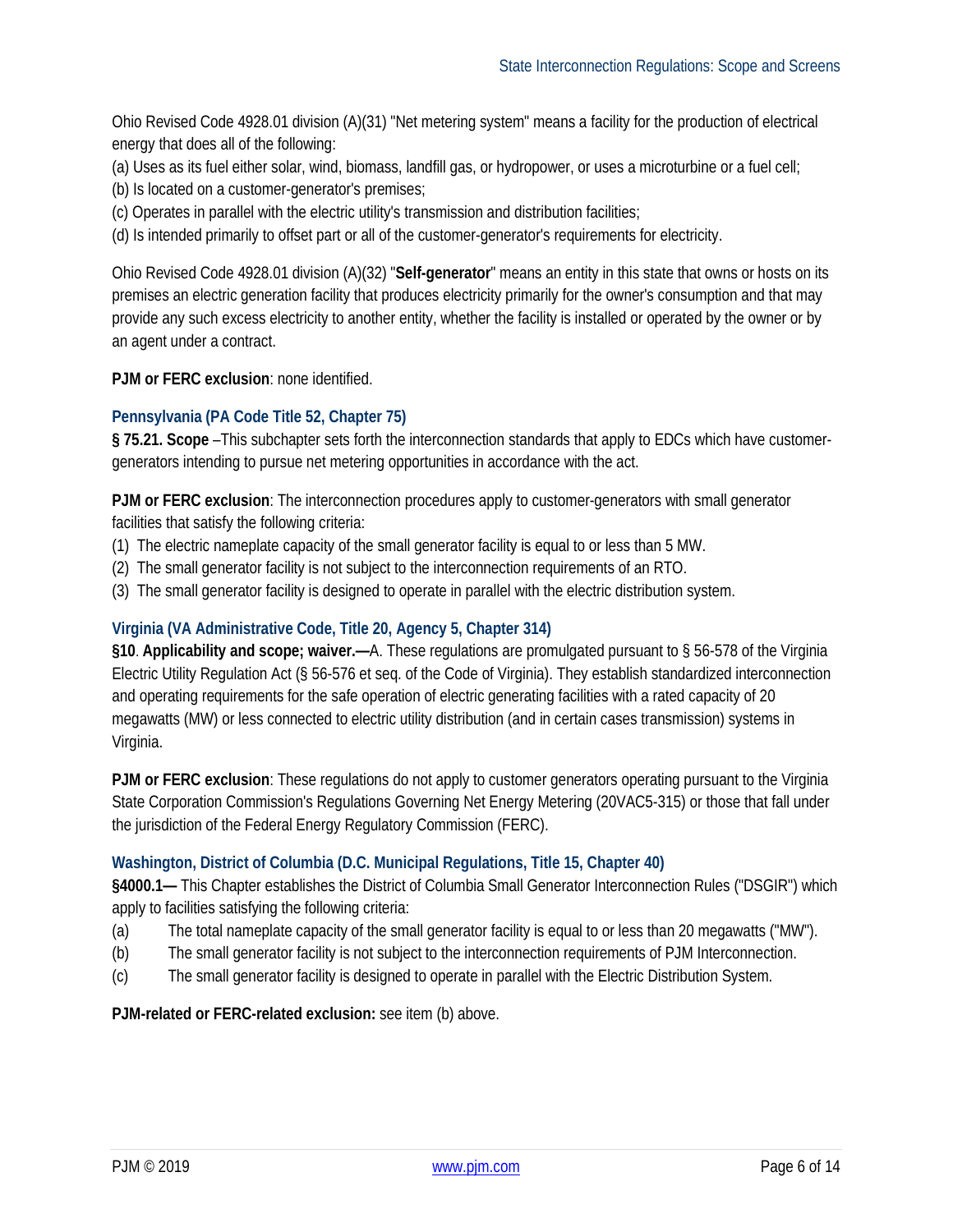Ohio Revised Code 4928.01 division (A)(31) "Net metering system" means a facility for the production of electrical energy that does all of the following:

(a) Uses as its fuel either solar, wind, biomass, landfill gas, or hydropower, or uses a microturbine or a fuel cell;
(b) Is located on a customer-generator's premises;
(c) Operates in parallel with the electric utility's transmission and distribution facilities;
(d) Is intended primarily to offset part or all of the customer-generator's requirements for electricity.

Ohio Revised Code 4928.01 division (A)(32) "**Self-generator**" means an entity in this state that owns or hosts on its premises an electric generation facility that produces electricity primarily for the owner's consumption and that may provide any such excess electricity to another entity, whether the facility is installed or operated by the owner or by an agent under a contract.

**PJM or FERC exclusion**: none identified.

### Pennsylvania (PA Code Title 52, Chapter 75)

**§ 75.21. Scope** –This subchapter sets forth the interconnection standards that apply to EDCs which have customer-generators intending to pursue net metering opportunities in accordance with the act.

**PJM or FERC exclusion**: The interconnection procedures apply to customer-generators with small generator facilities that satisfy the following criteria:

(1) The electric nameplate capacity of the small generator facility is equal to or less than 5 MW.
(2) The small generator facility is not subject to the interconnection requirements of an RTO.
(3) The small generator facility is designed to operate in parallel with the electric distribution system.

### Virginia (VA Administrative Code, Title 20, Agency 5, Chapter 314)

**§10**. **Applicability and scope; waiver.—**A. These regulations are promulgated pursuant to § 56-578 of the Virginia Electric Utility Regulation Act (§ 56-576 et seq. of the Code of Virginia). They establish standardized interconnection and operating requirements for the safe operation of electric generating facilities with a rated capacity of 20 megawatts (MW) or less connected to electric utility distribution (and in certain cases transmission) systems in Virginia.

**PJM or FERC exclusion**: These regulations do not apply to customer generators operating pursuant to the Virginia State Corporation Commission's Regulations Governing Net Energy Metering (20VAC5-315) or those that fall under the jurisdiction of the Federal Energy Regulatory Commission (FERC).

### Washington, District of Columbia (D.C. Municipal Regulations, Title 15, Chapter 40)

**§4000.1—** This Chapter establishes the District of Columbia Small Generator Interconnection Rules ("DSGIR") which apply to facilities satisfying the following criteria:

(a) The total nameplate capacity of the small generator facility is equal to or less than 20 megawatts ("MW").
(b) The small generator facility is not subject to the interconnection requirements of PJM Interconnection.
(c) The small generator facility is designed to operate in parallel with the Electric Distribution System.

**PJM-related or FERC-related exclusion:** see item (b) above.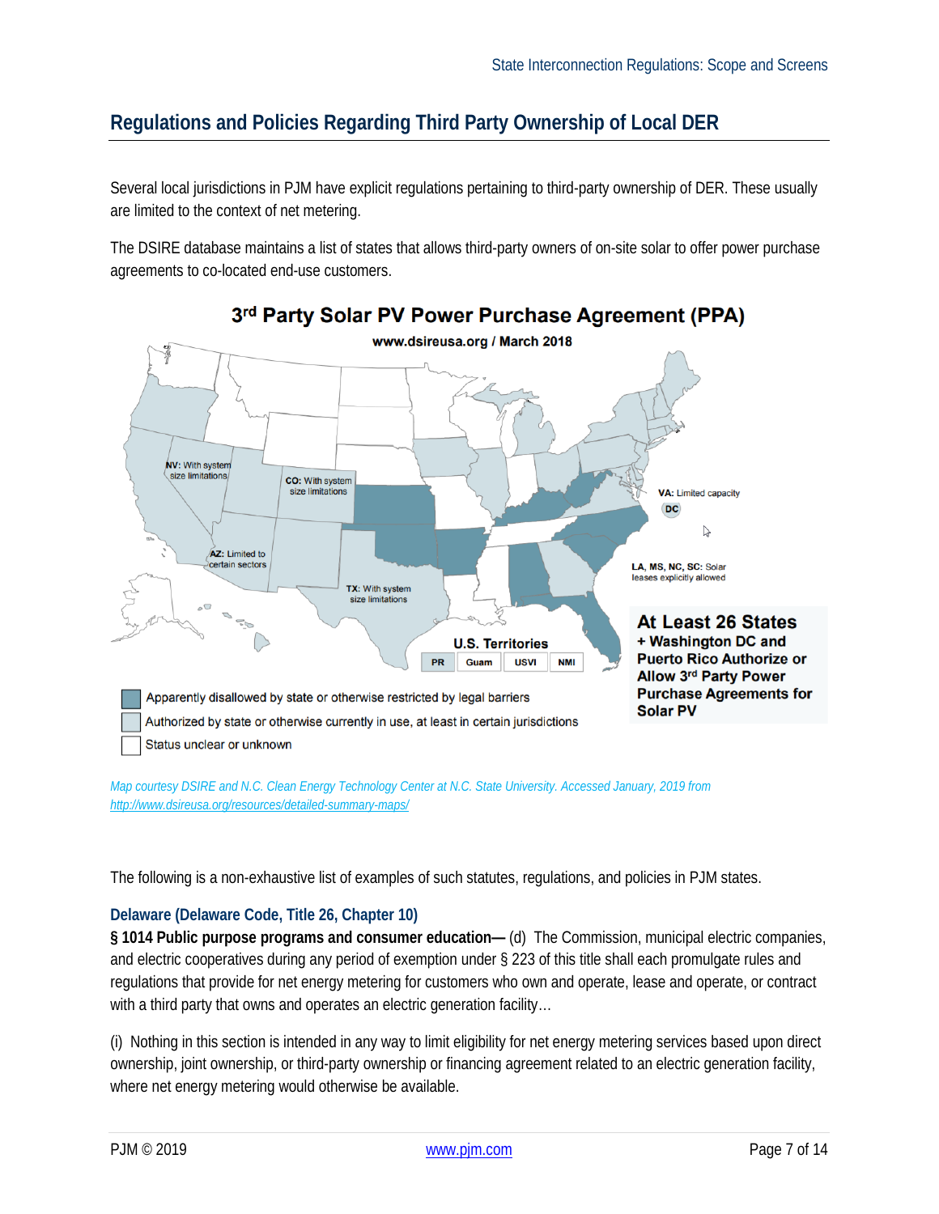## Regulations and Policies Regarding Third Party Ownership of Local DER

Several local jurisdictions in PJM have explicit regulations pertaining to third-party ownership of DER. These usually are limited to the context of net metering.

The DSIRE database maintains a list of states that allows third-party owners of on-site solar to offer power purchase agreements to co-located end-use customers.

*Map courtesy DSIRE and N.C. Clean Energy Technology Center at N.C. State University. Accessed January, 2019 from [http://www.dsireusa.org/resources/detailed-summary-maps/](http://www.dsireusa.org/resources/detailed-summary-maps/)*

The following is a non-exhaustive list of examples of such statutes, regulations, and policies in PJM states.

### Delaware (Delaware Code, Title 26, Chapter 10)

**§ 1014 Public purpose programs and consumer education—** (d) The Commission, municipal electric companies, and electric cooperatives during any period of exemption under § 223 of this title shall each promulgate rules and regulations that provide for net energy metering for customers who own and operate, lease and operate, or contract with a third party that owns and operates an electric generation facility…

(i) Nothing in this section is intended in any way to limit eligibility for net energy metering services based upon direct ownership, joint ownership, or third-party ownership or financing agreement related to an electric generation facility, where net energy metering would otherwise be available.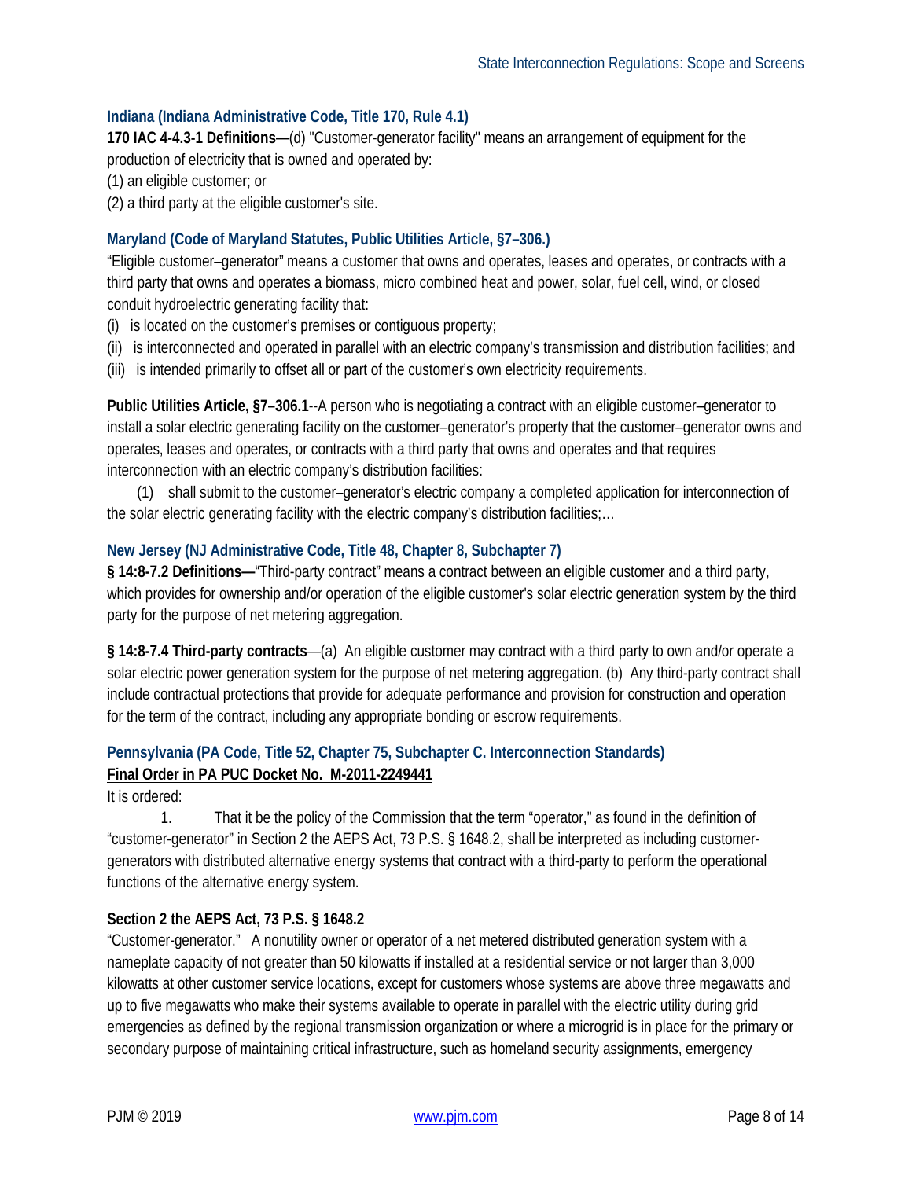### Indiana (Indiana Administrative Code, Title 170, Rule 4.1)

**170 IAC 4-4.3-1 Definitions—**(d) "Customer-generator facility" means an arrangement of equipment for the production of electricity that is owned and operated by:

(1) an eligible customer; or

(2) a third party at the eligible customer's site.

### Maryland (Code of Maryland Statutes, Public Utilities Article, §7–306.)

"Eligible customer–generator" means a customer that owns and operates, leases and operates, or contracts with a third party that owns and operates a biomass, micro combined heat and power, solar, fuel cell, wind, or closed conduit hydroelectric generating facility that:

(i) is located on the customer's premises or contiguous property;

(ii) is interconnected and operated in parallel with an electric company's transmission and distribution facilities; and

(iii) is intended primarily to offset all or part of the customer's own electricity requirements.

**Public Utilities Article, §7–306.1**--A person who is negotiating a contract with an eligible customer–generator to install a solar electric generating facility on the customer–generator's property that the customer–generator owns and operates, leases and operates, or contracts with a third party that owns and operates and that requires interconnection with an electric company's distribution facilities:

(1) shall submit to the customer–generator's electric company a completed application for interconnection of the solar electric generating facility with the electric company's distribution facilities;…

### New Jersey (NJ Administrative Code, Title 48, Chapter 8, Subchapter 7)

**§ 14:8-7.2 Definitions—**"Third-party contract" means a contract between an eligible customer and a third party, which provides for ownership and/or operation of the eligible customer's solar electric generation system by the third party for the purpose of net metering aggregation.

**§ 14:8-7.4 Third-party contracts**—(a) An eligible customer may contract with a third party to own and/or operate a solar electric power generation system for the purpose of net metering aggregation. (b) Any third-party contract shall include contractual protections that provide for adequate performance and provision for construction and operation for the term of the contract, including any appropriate bonding or escrow requirements.

### Pennsylvania (PA Code, Title 52, Chapter 75, Subchapter C. Interconnection Standards)

**Final Order in PA PUC Docket No. M-2011-2249441**

It is ordered:

1. That it be the policy of the Commission that the term "operator," as found in the definition of "customer-generator" in Section 2 the AEPS Act, 73 P.S. § 1648.2, shall be interpreted as including customer-generators with distributed alternative energy systems that contract with a third-party to perform the operational functions of the alternative energy system.

**Section 2 the AEPS Act, 73 P.S. § 1648.2**

"Customer-generator." A nonutility owner or operator of a net metered distributed generation system with a nameplate capacity of not greater than 50 kilowatts if installed at a residential service or not larger than 3,000 kilowatts at other customer service locations, except for customers whose systems are above three megawatts and up to five megawatts who make their systems available to operate in parallel with the electric utility during grid emergencies as defined by the regional transmission organization or where a microgrid is in place for the primary or secondary purpose of maintaining critical infrastructure, such as homeland security assignments, emergency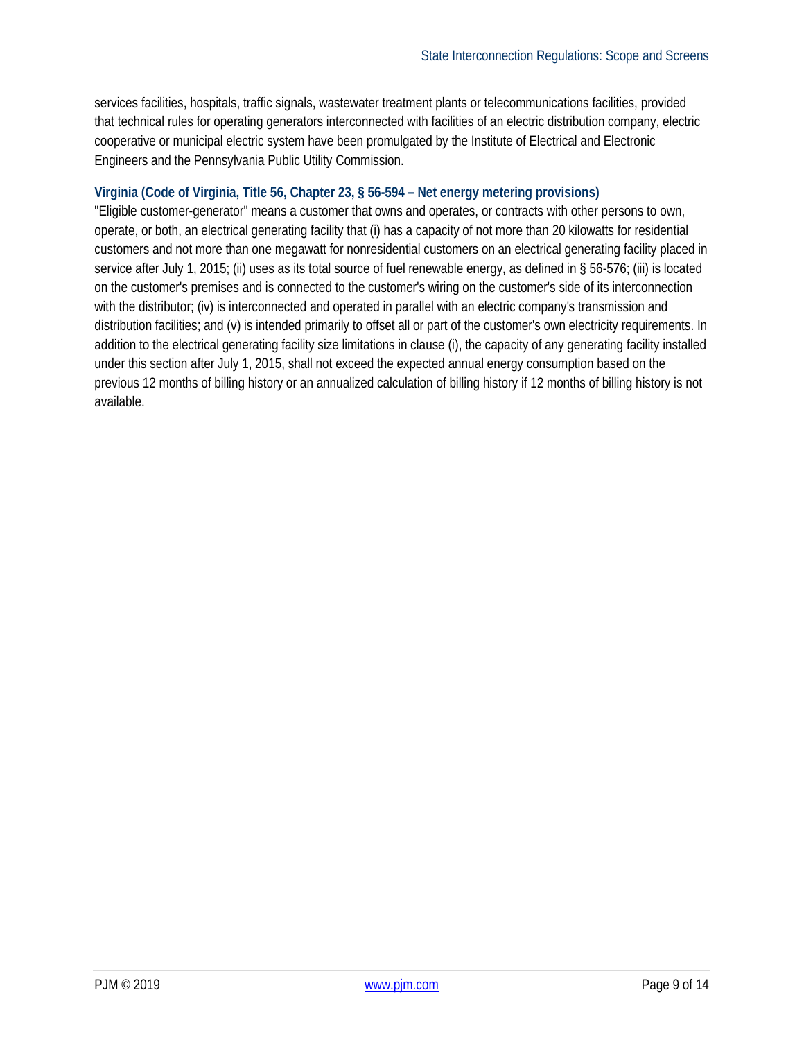services facilities, hospitals, traffic signals, wastewater treatment plants or telecommunications facilities, provided that technical rules for operating generators interconnected with facilities of an electric distribution company, electric cooperative or municipal electric system have been promulgated by the Institute of Electrical and Electronic Engineers and the Pennsylvania Public Utility Commission.

### Virginia (Code of Virginia, Title 56, Chapter 23, § 56-594 – Net energy metering provisions)

"Eligible customer-generator" means a customer that owns and operates, or contracts with other persons to own, operate, or both, an electrical generating facility that (i) has a capacity of not more than 20 kilowatts for residential customers and not more than one megawatt for nonresidential customers on an electrical generating facility placed in service after July 1, 2015; (ii) uses as its total source of fuel renewable energy, as defined in § 56-576; (iii) is located on the customer's premises and is connected to the customer's wiring on the customer's side of its interconnection with the distributor; (iv) is interconnected and operated in parallel with an electric company's transmission and distribution facilities; and (v) is intended primarily to offset all or part of the customer's own electricity requirements. In addition to the electrical generating facility size limitations in clause (i), the capacity of any generating facility installed under this section after July 1, 2015, shall not exceed the expected annual energy consumption based on the previous 12 months of billing history or an annualized calculation of billing history if 12 months of billing history is not available.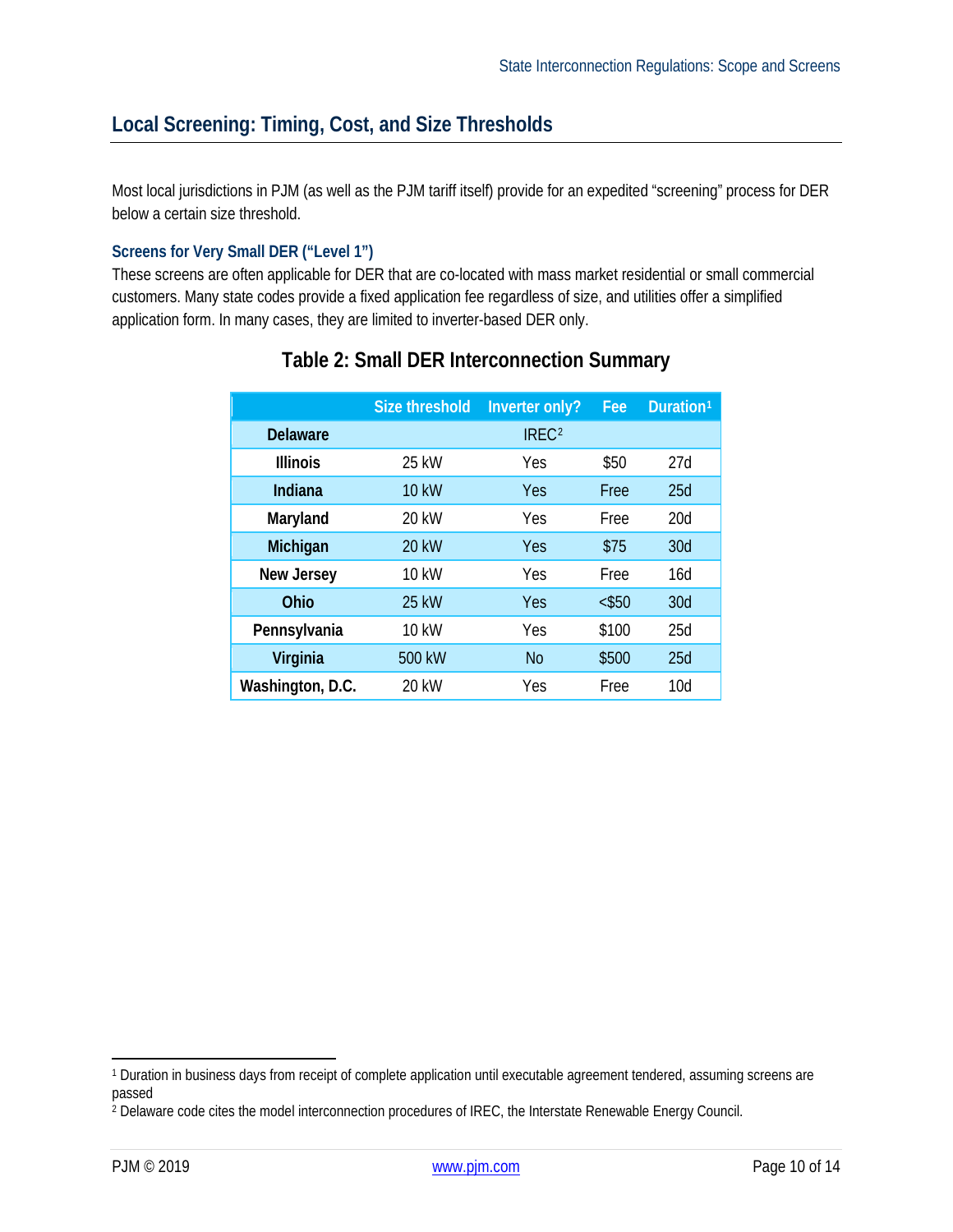## Local Screening: Timing, Cost, and Size Thresholds

Most local jurisdictions in PJM (as well as the PJM tariff itself) provide for an expedited "screening" process for DER below a certain size threshold.

### Screens for Very Small DER ("Level 1")

These screens are often applicable for DER that are co-located with mass market residential or small commercial customers. Many state codes provide a fixed application fee regardless of size, and utilities offer a simplified application form. In many cases, they are limited to inverter-based DER only.

**Table 2: Small DER Interconnection Summary**

| | Size threshold | Inverter only? | Fee | Duration[1] |
|---|---|---|---|---|
| **Delaware** | | IREC[2] | | |
| **Illinois** | 25 kW | Yes | $50 | 27d |
| **Indiana** | 10 kW | Yes | Free | 25d |
| **Maryland** | 20 kW | Yes | Free | 20d |
| **Michigan** | 20 kW | Yes | $75 | 30d |
| **New Jersey** | 10 kW | Yes | Free | 16d |
| **Ohio** | 25 kW | Yes | <$50 | 30d |
| **Pennsylvania** | 10 kW | Yes | $100 | 25d |
| **Virginia** | 500 kW | No | $500 | 25d |
| **Washington, D.C.** | 20 kW | Yes | Free | 10d |

[1] Duration in business days from receipt of complete application until executable agreement tendered, assuming screens are passed

[2] Delaware code cites the model interconnection procedures of IREC, the Interstate Renewable Energy Council.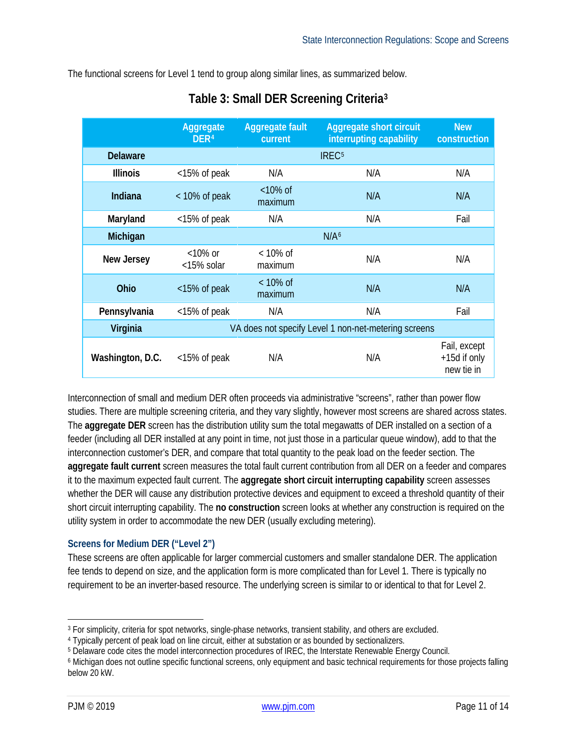The functional screens for Level 1 tend to group along similar lines, as summarized below.

**Table 3: Small DER Screening Criteria[3]**

| | Aggregate DER[4] | Aggregate fault current | Aggregate short circuit interrupting capability | New construction |
|---|---|---|---|---|
| **Delaware** | IREC[5] | | | |
| **Illinois** | <15% of peak | N/A | N/A | N/A |
| **Indiana** | < 10% of peak | <10% of maximum | N/A | N/A |
| **Maryland** | <15% of peak | N/A | N/A | Fail |
| **Michigan** | N/A[6] | | | |
| **New Jersey** | <10% or <15% solar | < 10% of maximum | N/A | N/A |
| **Ohio** | <15% of peak | < 10% of maximum | N/A | N/A |
| **Pennsylvania** | <15% of peak | N/A | N/A | Fail |
| **Virginia** | VA does not specify Level 1 non-net-metering screens | | | |
| **Washington, D.C.** | <15% of peak | N/A | N/A | Fail, except +15d if only new tie in |

Interconnection of small and medium DER often proceeds via administrative "screens", rather than power flow studies. There are multiple screening criteria, and they vary slightly, however most screens are shared across states. The **aggregate DER** screen has the distribution utility sum the total megawatts of DER installed on a section of a feeder (including all DER installed at any point in time, not just those in a particular queue window), add to that the interconnection customer's DER, and compare that total quantity to the peak load on the feeder section. The **aggregate fault current** screen measures the total fault current contribution from all DER on a feeder and compares it to the maximum expected fault current. The **aggregate short circuit interrupting capability** screen assesses whether the DER will cause any distribution protective devices and equipment to exceed a threshold quantity of their short circuit interrupting capability. The **no construction** screen looks at whether any construction is required on the utility system in order to accommodate the new DER (usually excluding metering).

### Screens for Medium DER ("Level 2")

These screens are often applicable for larger commercial customers and smaller standalone DER. The application fee tends to depend on size, and the application form is more complicated than for Level 1. There is typically no requirement to be an inverter-based resource. The underlying screen is similar to or identical to that for Level 2.

---

[3] For simplicity, criteria for spot networks, single-phase networks, transient stability, and others are excluded.

[4] Typically percent of peak load on line circuit, either at substation or as bounded by sectionalizers.

[5] Delaware code cites the model interconnection procedures of IREC, the Interstate Renewable Energy Council.

[6] Michigan does not outline specific functional screens, only equipment and basic technical requirements for those projects falling below 20 kW.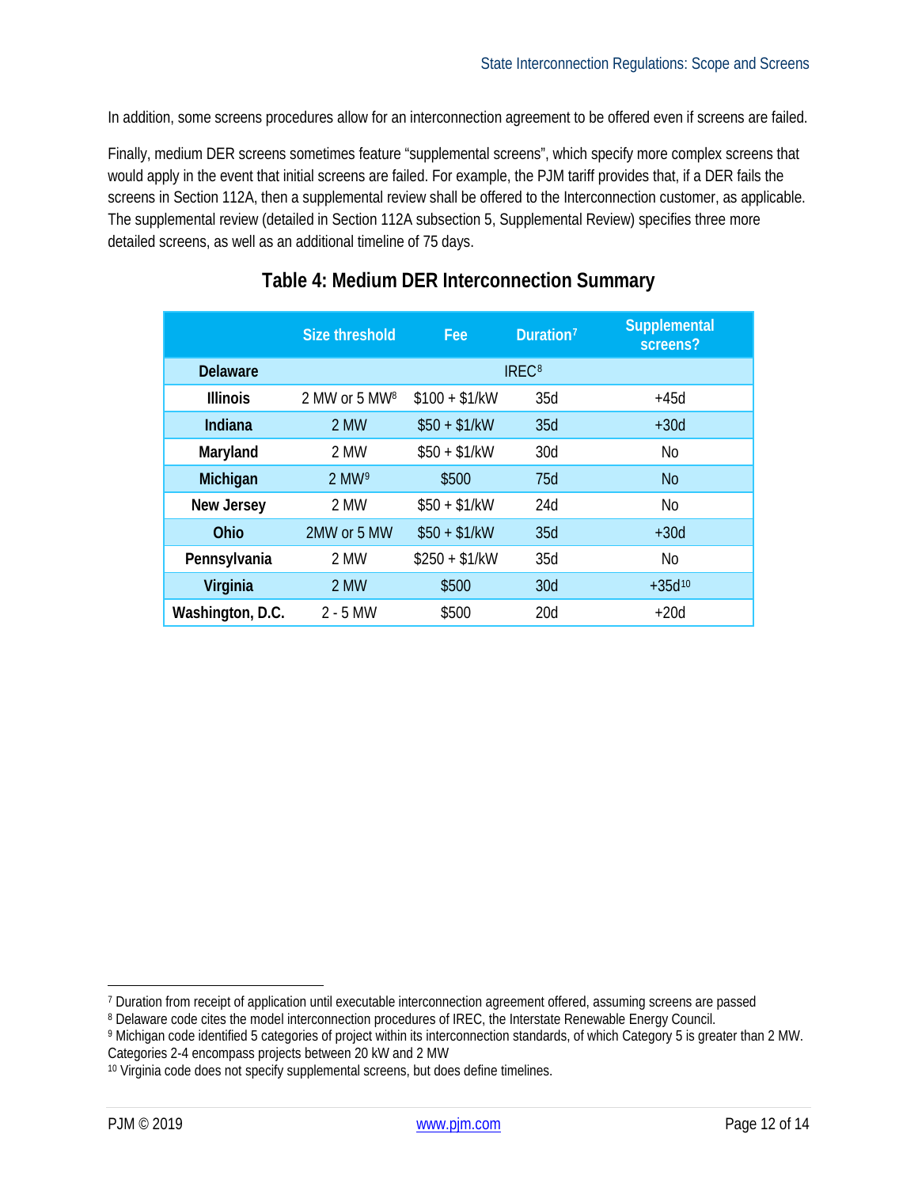In addition, some screens procedures allow for an interconnection agreement to be offered even if screens are failed.

Finally, medium DER screens sometimes feature "supplemental screens", which specify more complex screens that would apply in the event that initial screens are failed. For example, the PJM tariff provides that, if a DER fails the screens in Section 112A, then a supplemental review shall be offered to the Interconnection customer, as applicable. The supplemental review (detailed in Section 112A subsection 5, Supplemental Review) specifies three more detailed screens, as well as an additional timeline of 75 days.

## Table 4: Medium DER Interconnection Summary

| | Size threshold | Fee | Duration[7] | Supplemental screens? |
|---|---|---|---|---|
| **Delaware** | IREC[8] | | | |
| **Illinois** | 2 MW or 5 MW[8] | $100 + $1/kW | 35d | +45d |
| **Indiana** | 2 MW | $50 + $1/kW | 35d | +30d |
| **Maryland** | 2 MW | $50 + $1/kW | 30d | No |
| **Michigan** | 2 MW[9] | $500 | 75d | No |
| **New Jersey** | 2 MW | $50 + $1/kW | 24d | No |
| **Ohio** | 2MW or 5 MW | $50 + $1/kW | 35d | +30d |
| **Pennsylvania** | 2 MW | $250 + $1/kW | 35d | No |
| **Virginia** | 2 MW | $500 | 30d | +35d[10] |
| **Washington, D.C.** | 2 - 5 MW | $500 | 20d | +20d |

[7] Duration from receipt of application until executable interconnection agreement offered, assuming screens are passed

[8] Delaware code cites the model interconnection procedures of IREC, the Interstate Renewable Energy Council.

[9] Michigan code identified 5 categories of project within its interconnection standards, of which Category 5 is greater than 2 MW. Categories 2-4 encompass projects between 20 kW and 2 MW

[10] Virginia code does not specify supplemental screens, but does define timelines.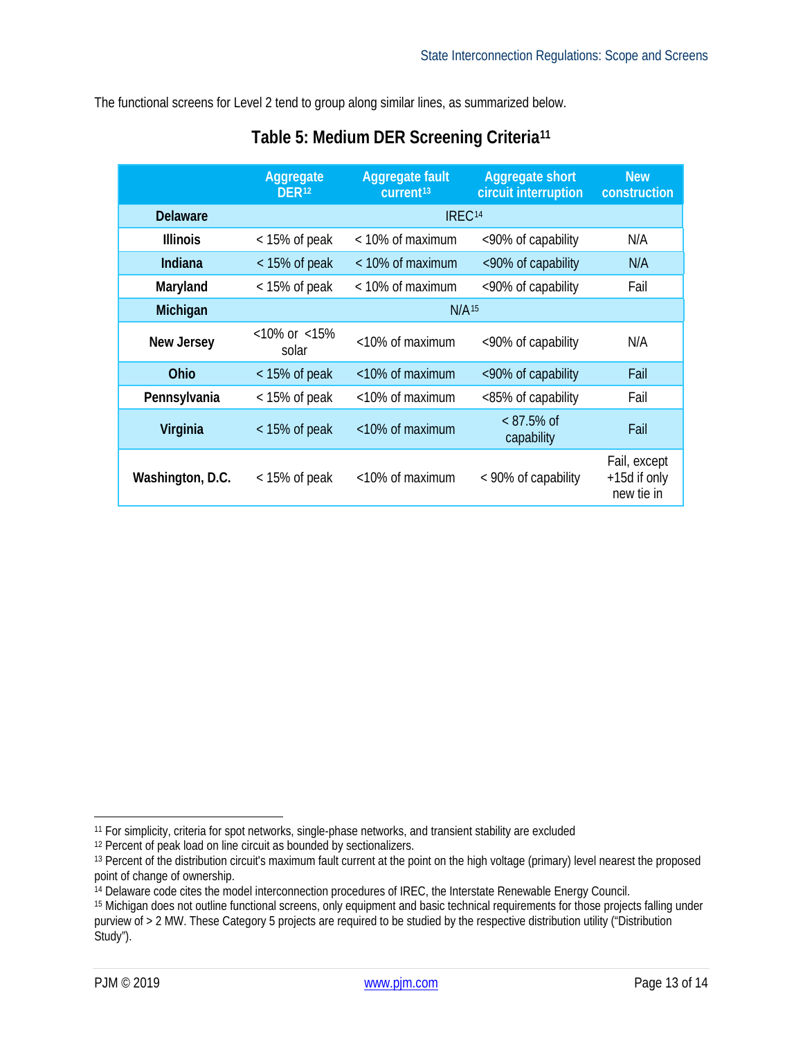The functional screens for Level 2 tend to group along similar lines, as summarized below.

## Table 5: Medium DER Screening Criteria[11]

| | Aggregate DER[12] | Aggregate fault current[13] | Aggregate short circuit interruption | New construction |
|---|---|---|---|---|
| **Delaware** | IREC[14] | | | |
| **Illinois** | < 15% of peak | < 10% of maximum | <90% of capability | N/A |
| **Indiana** | < 15% of peak | < 10% of maximum | <90% of capability | N/A |
| **Maryland** | < 15% of peak | < 10% of maximum | <90% of capability | Fail |
| **Michigan** | N/A[15] | | | |
| **New Jersey** | <10% or <15% solar | <10% of maximum | <90% of capability | N/A |
| **Ohio** | < 15% of peak | <10% of maximum | <90% of capability | Fail |
| **Pennsylvania** | < 15% of peak | <10% of maximum | <85% of capability | Fail |
| **Virginia** | < 15% of peak | <10% of maximum | < 87.5% of capability | Fail |
| **Washington, D.C.** | < 15% of peak | <10% of maximum | < 90% of capability | Fail, except +15d if only new tie in |

[11] For simplicity, criteria for spot networks, single-phase networks, and transient stability are excluded

[12] Percent of peak load on line circuit as bounded by sectionalizers.

[13] Percent of the distribution circuit's maximum fault current at the point on the high voltage (primary) level nearest the proposed point of change of ownership.

[14] Delaware code cites the model interconnection procedures of IREC, the Interstate Renewable Energy Council.

[15] Michigan does not outline functional screens, only equipment and basic technical requirements for those projects falling under purview of > 2 MW. These Category 5 projects are required to be studied by the respective distribution utility ("Distribution Study").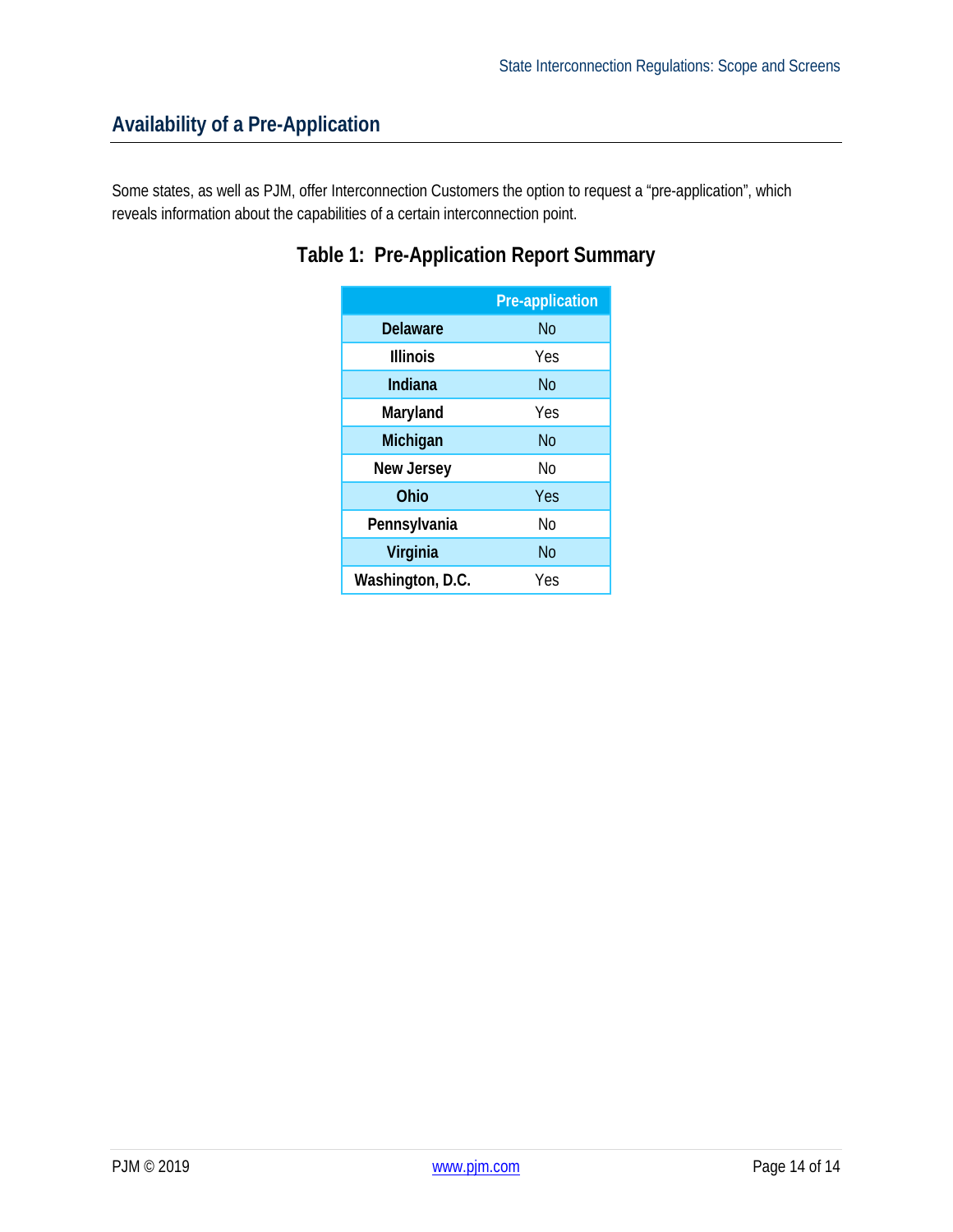## Availability of a Pre-Application

Some states, as well as PJM, offer Interconnection Customers the option to request a “pre-application”, which reveals information about the capabilities of a certain interconnection point.

**Table 1: Pre-Application Report Summary**

| | Pre-application |
|---|---|
| **Delaware** | No |
| **Illinois** | Yes |
| **Indiana** | No |
| **Maryland** | Yes |
| **Michigan** | No |
| **New Jersey** | No |
| **Ohio** | Yes |
| **Pennsylvania** | No |
| **Virginia** | No |
| **Washington, D.C.** | Yes |